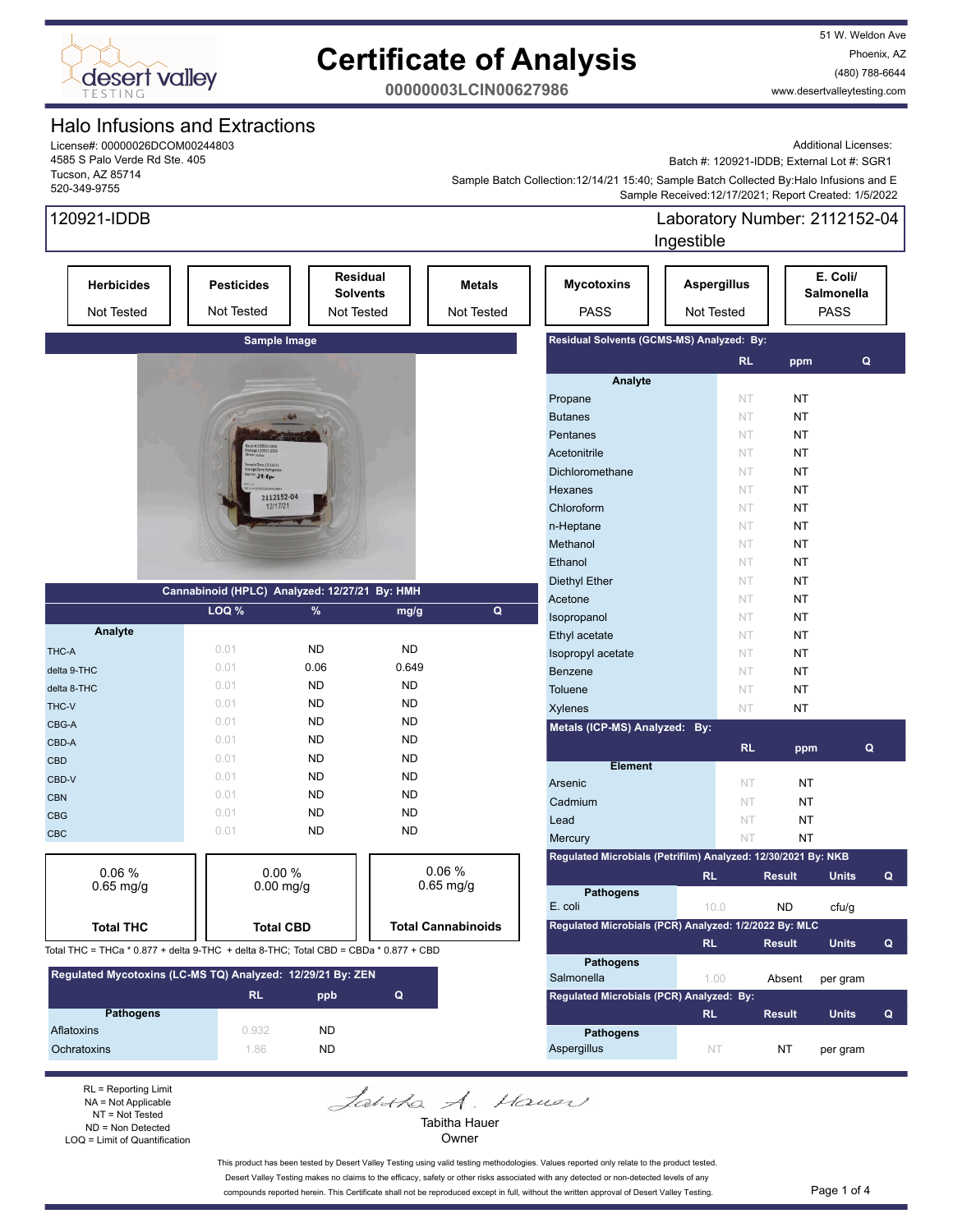# Certificate of Analysis

**00000003LCIN00627986**

desert valley TESTING

51 W. Weldon Ave
Phoenix, AZ
(480) 788-6644
www.desertvalleytesting.com

## Halo Infusions and Extractions

License#: 00000026DCOM00244803
4585 S Palo Verde Rd Ste. 405
Tucson, AZ 85714
520-349-9755

Additional Licenses:
Batch #: 120921-IDDB; External Lot #: SGR1
Sample Batch Collection:12/14/21 15:40; Sample Batch Collected By:Halo Infusions and E
Sample Received:12/17/2021; Report Created: 1/5/2022

**120921-IDDB** — Laboratory Number: 2112152-04
Ingestible

| Herbicides | Pesticides | Residual Solvents | Metals | Mycotoxins | Aspergillus | E. Coli/ Salmonella |
|---|---|---|---|---|---|---|
| Not Tested | Not Tested | Not Tested | Not Tested | PASS | Not Tested | PASS |

**Sample Image**

### Cannabinoid (HPLC) Analyzed: 12/27/21 By: HMH

| Analyte | LOQ % | % | mg/g | Q |
|---|---|---|---|---|
| THC-A | 0.01 | ND | ND | |
| delta 9-THC | 0.01 | 0.06 | 0.649 | |
| delta 8-THC | 0.01 | ND | ND | |
| THC-V | 0.01 | ND | ND | |
| CBG-A | 0.01 | ND | ND | |
| CBD-A | 0.01 | ND | ND | |
| CBD | 0.01 | ND | ND | |
| CBD-V | 0.01 | ND | ND | |
| CBN | 0.01 | ND | ND | |
| CBG | 0.01 | ND | ND | |
| CBC | 0.01 | ND | ND | |

| Total THC | Total CBD | Total Cannabinoids |
|---|---|---|
| 0.06 % 0.65 mg/g | 0.00 % 0.00 mg/g | 0.06 % 0.65 mg/g |

Total THC = THCa * 0.877 + delta 9-THC + delta 8-THC; Total CBD = CBDa * 0.877 + CBD

### Regulated Mycotoxins (LC-MS TQ) Analyzed: 12/29/21 By: ZEN

| Pathogens | RL | ppb | Q |
|---|---|---|---|
| Aflatoxins | 0.932 | ND | |
| Ochratoxins | 1.86 | ND | |

### Residual Solvents (GCMS-MS) Analyzed: By:

| Analyte | RL | ppm | Q |
|---|---|---|---|
| Propane | NT | NT | |
| Butanes | NT | NT | |
| Pentanes | NT | NT | |
| Acetonitrile | NT | NT | |
| Dichloromethane | NT | NT | |
| Hexanes | NT | NT | |
| Chloroform | NT | NT | |
| n-Heptane | NT | NT | |
| Methanol | NT | NT | |
| Ethanol | NT | NT | |
| Diethyl Ether | NT | NT | |
| Acetone | NT | NT | |
| Isopropanol | NT | NT | |
| Ethyl acetate | NT | NT | |
| Isopropyl acetate | NT | NT | |
| Benzene | NT | NT | |
| Toluene | NT | NT | |
| Xylenes | NT | NT | |

### Metals (ICP-MS) Analyzed: By:

| Element | RL | ppm | Q |
|---|---|---|---|
| Arsenic | NT | NT | |
| Cadmium | NT | NT | |
| Lead | NT | NT | |
| Mercury | NT | NT | |

### Regulated Microbials (Petrifilm) Analyzed: 12/30/2021 By: NKB

| Pathogens | RL | Result | Units | Q |
|---|---|---|---|---|
| E. coli | 10.0 | ND | cfu/g | |

### Regulated Microbials (PCR) Analyzed: 1/2/2022 By: MLC

| Pathogens | RL | Result | Units | Q |
|---|---|---|---|---|
| Salmonella | 1.00 | Absent | per gram | |

### Regulated Microbials (PCR) Analyzed: By:

| Pathogens | RL | Result | Units | Q |
|---|---|---|---|---|
| Aspergillus | NT | NT | per gram | |

RL = Reporting Limit
NA = Not Applicable
NT = Not Tested
ND = Non Detected
LOQ = Limit of Quantification

Tabitha Hauer
Owner

This product has been tested by Desert Valley Testing using valid testing methodologies. Values reported only relate to the product tested. Desert Valley Testing makes no claims to the efficacy, safety or other risks associated with any detected or non-detected levels of any compounds reported herein. This Certificate shall not be reproduced except in full, without the written approval of Desert Valley Testing.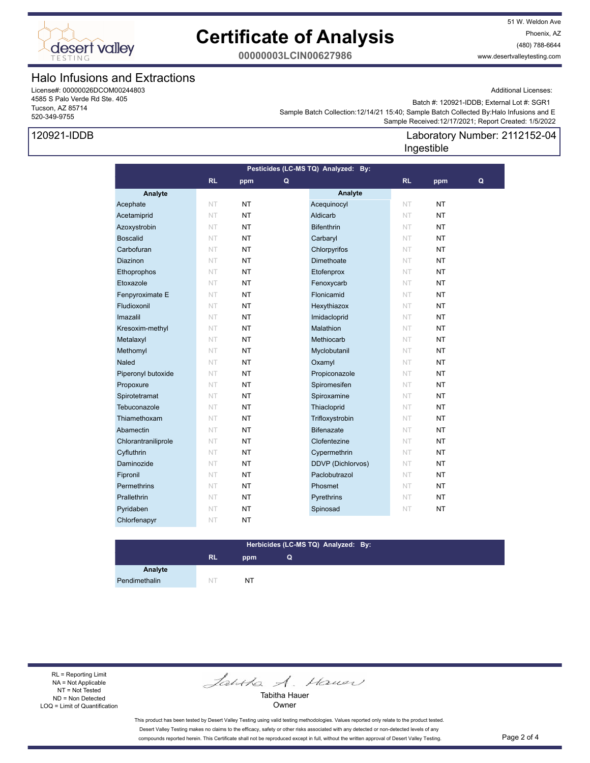# Certificate of Analysis

**00000003LCIN00627986**

51 W. Weldon Ave
Phoenix, AZ
(480) 788-6644
www.desertvalleytesting.com

## Halo Infusions and Extractions

License#: 00000026DCOM00244803
4585 S Palo Verde Rd Ste. 405
Tucson, AZ 85714
520-349-9755

Additional Licenses:

Batch #: 120921-IDDB; External Lot #: SGR1
Sample Batch Collection:12/14/21 15:40; Sample Batch Collected By:Halo Infusions and E
Sample Received:12/17/2021; Report Created: 1/5/2022

**120921-IDDB**

Laboratory Number: 2112152-04
Ingestible

**Pesticides (LC-MS TQ) Analyzed: By:**

| Analyte | RL | ppm | Q | Analyte | RL | ppm | Q |
|---|---|---|---|---|---|---|---|
| Acephate | NT | NT | | Acequinocyl | NT | NT | |
| Acetamiprid | NT | NT | | Aldicarb | NT | NT | |
| Azoxystrobin | NT | NT | | Bifenthrin | NT | NT | |
| Boscalid | NT | NT | | Carbaryl | NT | NT | |
| Carbofuran | NT | NT | | Chlorpyrifos | NT | NT | |
| Diazinon | NT | NT | | Dimethoate | NT | NT | |
| Ethoprophos | NT | NT | | Etofenprox | NT | NT | |
| Etoxazole | NT | NT | | Fenoxycarb | NT | NT | |
| Fenpyroximate E | NT | NT | | Flonicamid | NT | NT | |
| Fludioxonil | NT | NT | | Hexythiazox | NT | NT | |
| Imazalil | NT | NT | | Imidacloprid | NT | NT | |
| Kresoxim-methyl | NT | NT | | Malathion | NT | NT | |
| Metalaxyl | NT | NT | | Methiocarb | NT | NT | |
| Methomyl | NT | NT | | Myclobutanil | NT | NT | |
| Naled | NT | NT | | Oxamyl | NT | NT | |
| Piperonyl butoxide | NT | NT | | Propiconazole | NT | NT | |
| Propoxure | NT | NT | | Spiromesifen | NT | NT | |
| Spirotetramat | NT | NT | | Spiroxamine | NT | NT | |
| Tebuconazole | NT | NT | | Thiacloprid | NT | NT | |
| Thiamethoxam | NT | NT | | Trifloxystrobin | NT | NT | |
| Abamectin | NT | NT | | Bifenazate | NT | NT | |
| Chlorantraniliprole | NT | NT | | Clofentezine | NT | NT | |
| Cyfluthrin | NT | NT | | Cypermethrin | NT | NT | |
| Daminozide | NT | NT | | DDVP (Dichlorvos) | NT | NT | |
| Fipronil | NT | NT | | Paclobutrazol | NT | NT | |
| Permethrins | NT | NT | | Phosmet | NT | NT | |
| Prallethrin | NT | NT | | Pyrethrins | NT | NT | |
| Pyridaben | NT | NT | | Spinosad | NT | NT | |
| Chlorfenapyr | NT | NT | | | | | |

**Herbicides (LC-MS TQ) Analyzed: By:**

| Analyte | RL | ppm | Q |
|---|---|---|---|
| Pendimethalin | NT | NT | |

RL = Reporting Limit
NA = Not Applicable
NT = Not Tested
ND = Non Detected
LOQ = Limit of Quantification

Tabitha Hauer
Owner

This product has been tested by Desert Valley Testing using valid testing methodologies. Values reported only relate to the product tested. Desert Valley Testing makes no claims to the efficacy, safety or other risks associated with any detected or non-detected levels of any compounds reported herein. This Certificate shall not be reproduced except in full, without the written approval of Desert Valley Testing.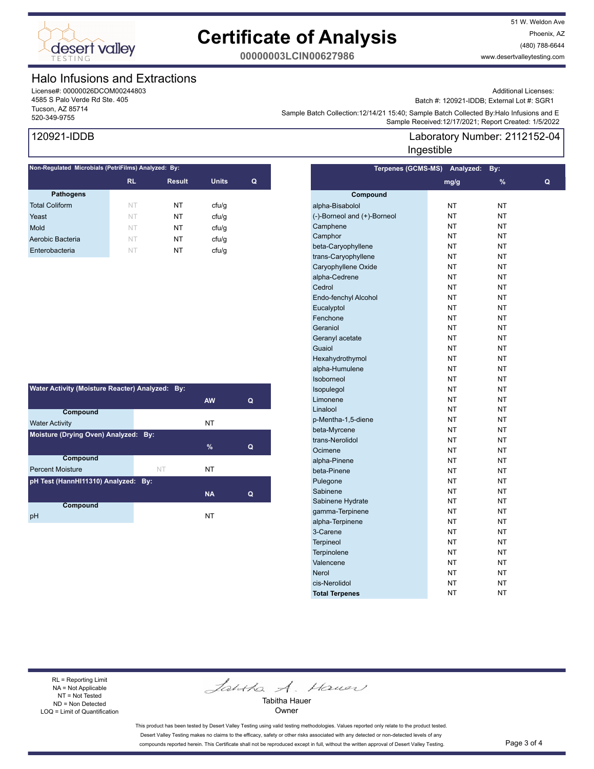# Certificate of Analysis

**00000003LCIN00627986**

51 W. Weldon Ave
Phoenix, AZ
(480) 788-6644
www.desertvalleytesting.com

## Halo Infusions and Extractions

License#: 00000026DCOM00244803
4585 S Palo Verde Rd Ste. 405
Tucson, AZ 85714
520-349-9755

Additional Licenses:
Batch #: 120921-IDDB; External Lot #: SGR1
Sample Batch Collection:12/14/21 15:40; Sample Batch Collected By:Halo Infusions and E
Sample Received:12/17/2021; Report Created: 1/5/2022

## 120921-IDDB

Laboratory Number: 2112152-04
Ingestible

**Non-Regulated Microbials (PetriFilms) Analyzed: By:**

| Pathogens | RL | Result | Units | Q |
|---|---|---|---|---|
| Total Coliform | NT | NT | cfu/g | |
| Yeast | NT | NT | cfu/g | |
| Mold | NT | NT | cfu/g | |
| Aerobic Bacteria | NT | NT | cfu/g | |
| Enterobacteria | NT | NT | cfu/g | |

**Water Activity (Moisture Reacter) Analyzed: By:**

| Compound | | AW | Q |
|---|---|---|---|
| Water Activity | | NT | |

**Moisture (Drying Oven) Analyzed: By:**

| Compound | | % | Q |
|---|---|---|---|
| Percent Moisture | NT | NT | |

**pH Test (HannHI11310) Analyzed: By:**

| Compound | | NA | Q |
|---|---|---|---|
| pH | | NT | |

**Terpenes (GCMS-MS) Analyzed: By:**

| Compound | mg/g | % | Q |
|---|---|---|---|
| alpha-Bisabolol | NT | NT | |
| (-)-Borneol and (+)-Borneol | NT | NT | |
| Camphene | NT | NT | |
| Camphor | NT | NT | |
| beta-Caryophyllene | NT | NT | |
| trans-Caryophyllene | NT | NT | |
| Caryophyllene Oxide | NT | NT | |
| alpha-Cedrene | NT | NT | |
| Cedrol | NT | NT | |
| Endo-fenchyl Alcohol | NT | NT | |
| Eucalyptol | NT | NT | |
| Fenchone | NT | NT | |
| Geraniol | NT | NT | |
| Geranyl acetate | NT | NT | |
| Guaiol | NT | NT | |
| Hexahydrothymol | NT | NT | |
| alpha-Humulene | NT | NT | |
| Isoborneol | NT | NT | |
| Isopulegol | NT | NT | |
| Limonene | NT | NT | |
| Linalool | NT | NT | |
| p-Mentha-1,5-diene | NT | NT | |
| beta-Myrcene | NT | NT | |
| trans-Nerolidol | NT | NT | |
| Ocimene | NT | NT | |
| alpha-Pinene | NT | NT | |
| beta-Pinene | NT | NT | |
| Pulegone | NT | NT | |
| Sabinene | NT | NT | |
| Sabinene Hydrate | NT | NT | |
| gamma-Terpinene | NT | NT | |
| alpha-Terpinene | NT | NT | |
| 3-Carene | NT | NT | |
| Terpineol | NT | NT | |
| Terpinolene | NT | NT | |
| Valencene | NT | NT | |
| Nerol | NT | NT | |
| cis-Nerolidol | NT | NT | |
| **Total Terpenes** | NT | NT | |

RL = Reporting Limit
NA = Not Applicable
NT = Not Tested
ND = Non Detected
LOQ = Limit of Quantification

Tabitha Hauer
Owner

This product has been tested by Desert Valley Testing using valid testing methodologies. Values reported only relate to the product tested. Desert Valley Testing makes no claims to the efficacy, safety or other risks associated with any detected or non-detected levels of any compounds reported herein. This Certificate shall not be reproduced except in full, without the written approval of Desert Valley Testing.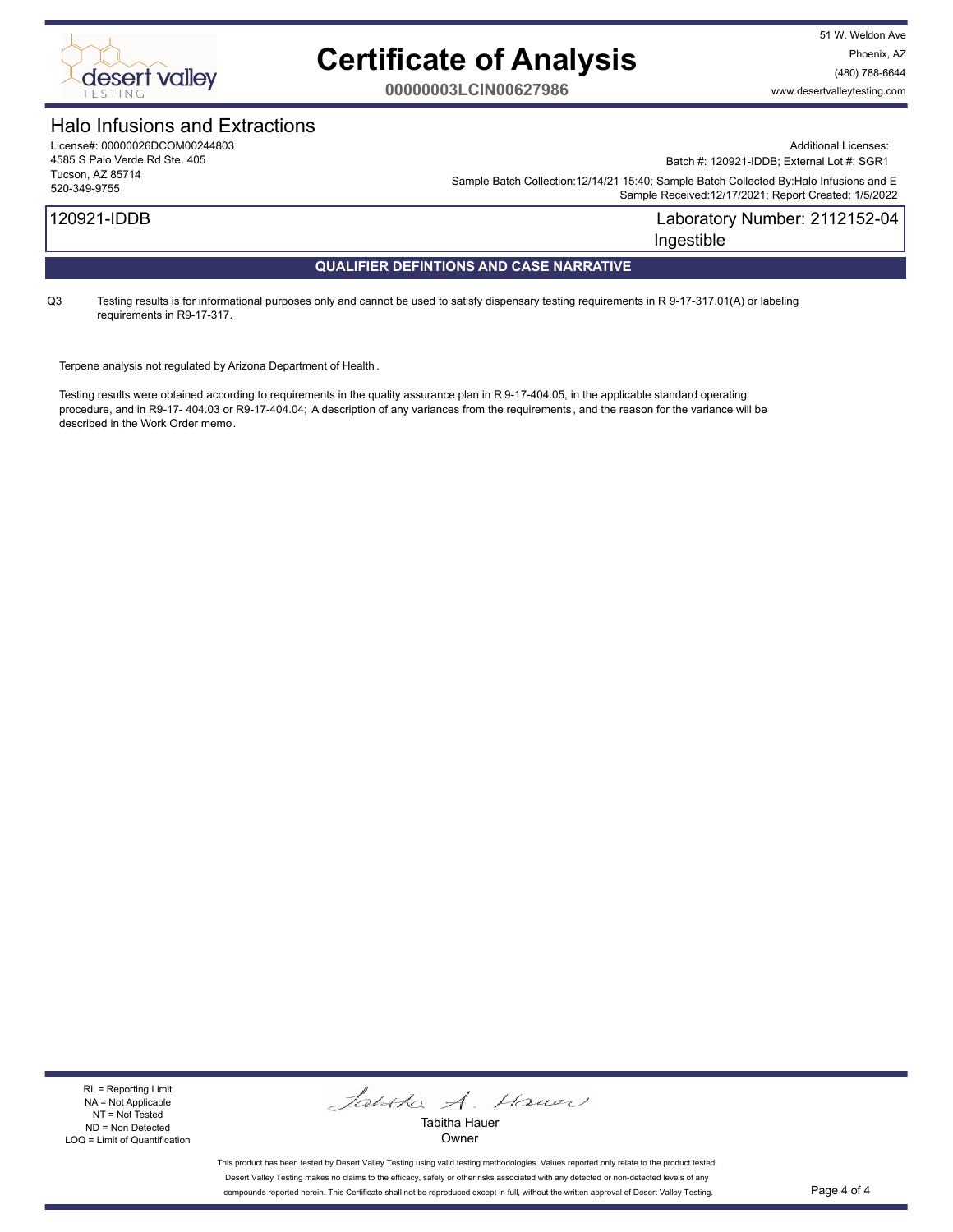# Certificate of Analysis

**00000003LCIN00627986**

51 W. Weldon Ave
Phoenix, AZ
(480) 788-6644
www.desertvalleytesting.com

## Halo Infusions and Extractions

License#: 00000026DCOM00244803
4585 S Palo Verde Rd Ste. 405
Tucson, AZ 85714
520-349-9755

Additional Licenses:
Batch #: 120921-IDDB; External Lot #: SGR1
Sample Batch Collection:12/14/21 15:40; Sample Batch Collected By:Halo Infusions and E
Sample Received:12/17/2021; Report Created: 1/5/2022

120921-IDDB

Laboratory Number: 2112152-04
Ingestible

### QUALIFIER DEFINTIONS AND CASE NARRATIVE

Q3 Testing results is for informational purposes only and cannot be used to satisfy dispensary testing requirements in R 9-17-317.01(A) or labeling requirements in R9-17-317.

Terpene analysis not regulated by Arizona Department of Health.

Testing results were obtained according to requirements in the quality assurance plan in R 9-17-404.05, in the applicable standard operating procedure, and in R9-17- 404.03 or R9-17-404.04; A description of any variances from the requirements, and the reason for the variance will be described in the Work Order memo.

RL = Reporting Limit
NA = Not Applicable
NT = Not Tested
ND = Non Detected
LOQ = Limit of Quantification

Tabitha Hauer
Owner

This product has been tested by Desert Valley Testing using valid testing methodologies. Values reported only relate to the product tested. Desert Valley Testing makes no claims to the efficacy, safety or other risks associated with any detected or non-detected levels of any compounds reported herein. This Certificate shall not be reproduced except in full, without the written approval of Desert Valley Testing.